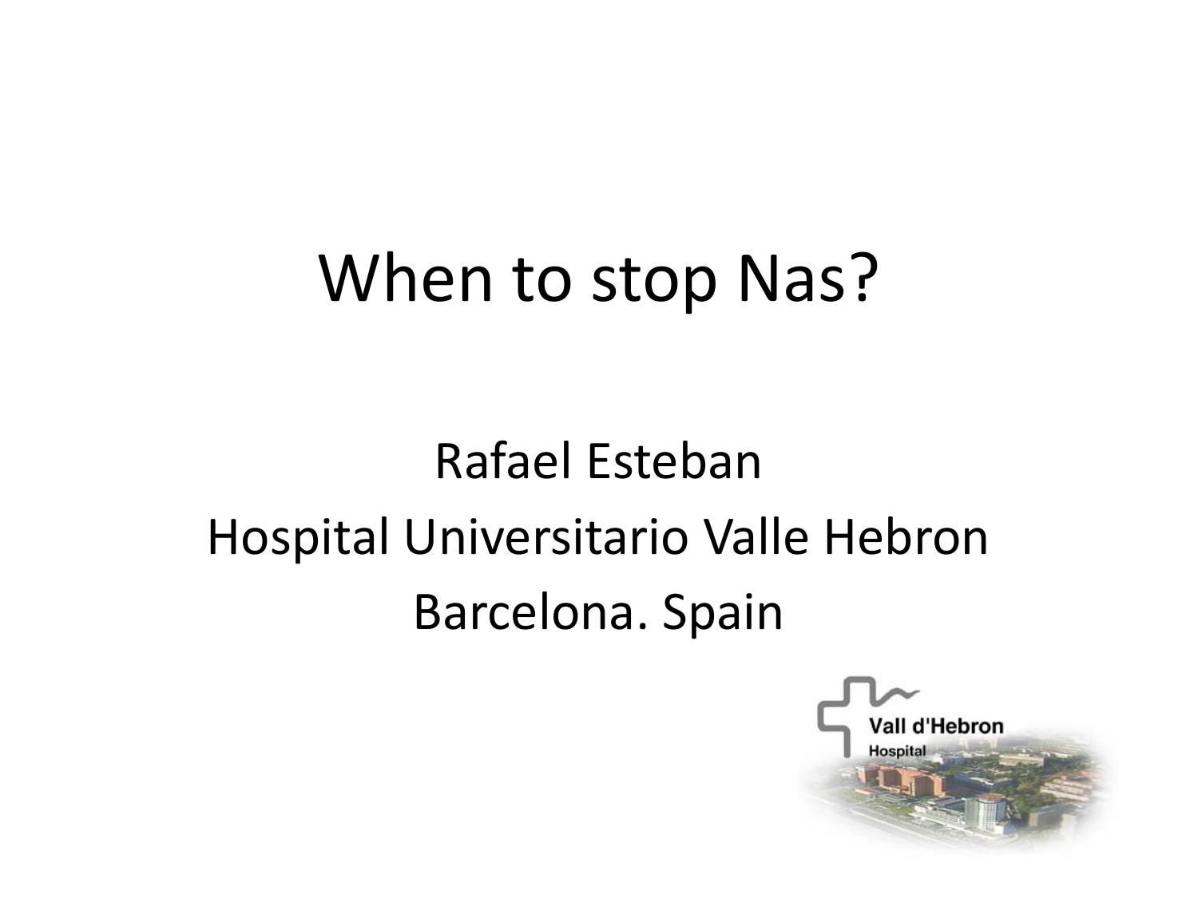# When to stop Nas?

Rafael Esteban

Hospital Universitario Valle Hebron

Barcelona. Spain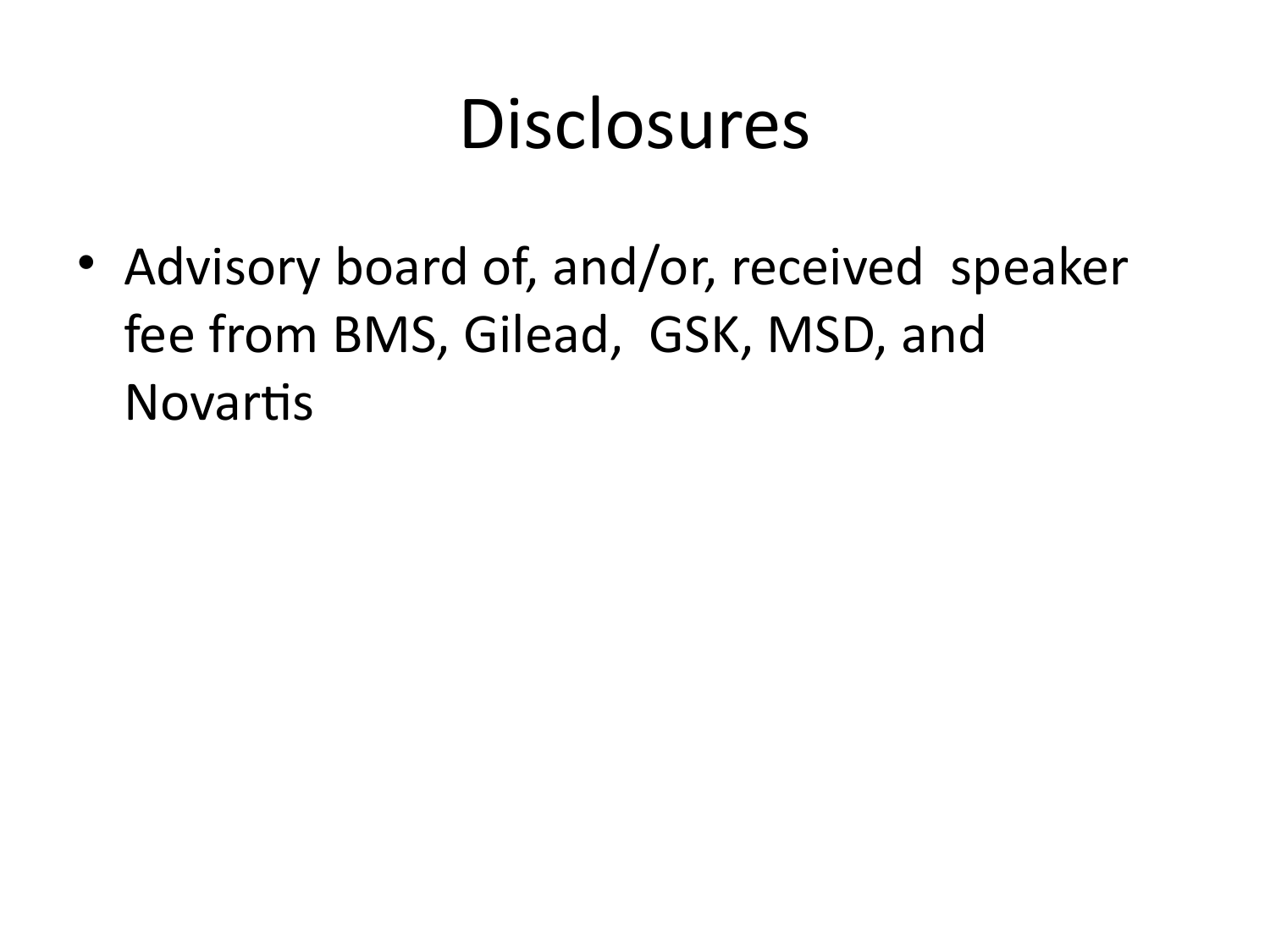# Disclosures

- Advisory board of, and/or, received speaker fee from BMS, Gilead, GSK, MSD, and Novartis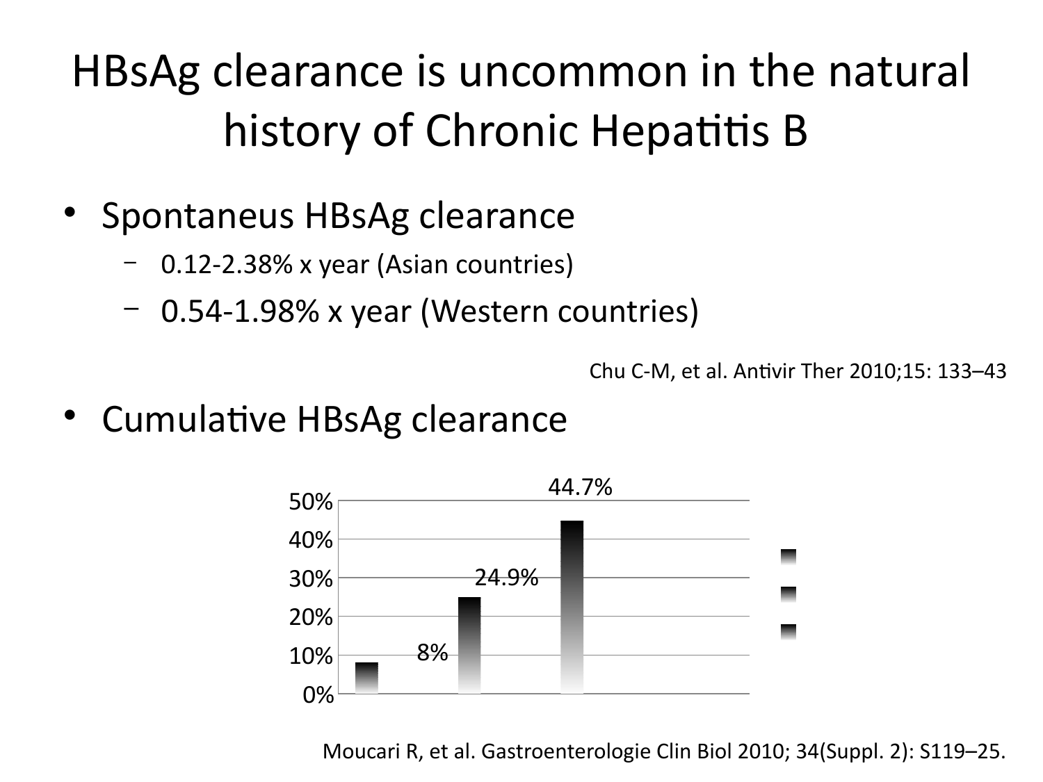# HBsAg clearance is uncommon in the natural history of Chronic Hepatitis B

- Spontaneus HBsAg clearance
  - 0.12-2.38% x year (Asian countries)
  - 0.54-1.98% x year (Western countries)

Chu C-M, et al. Antivir Ther 2010;15: 133–43

- Cumulative HBsAg clearance

| | Cumulative HBsAg clearance |
|---|---|
| Bar 1 | 8% |
| Bar 2 | 24.9% |
| Bar 3 | 44.7% |

Moucari R, et al. Gastroenterologie Clin Biol 2010; 34(Suppl. 2): S119–25.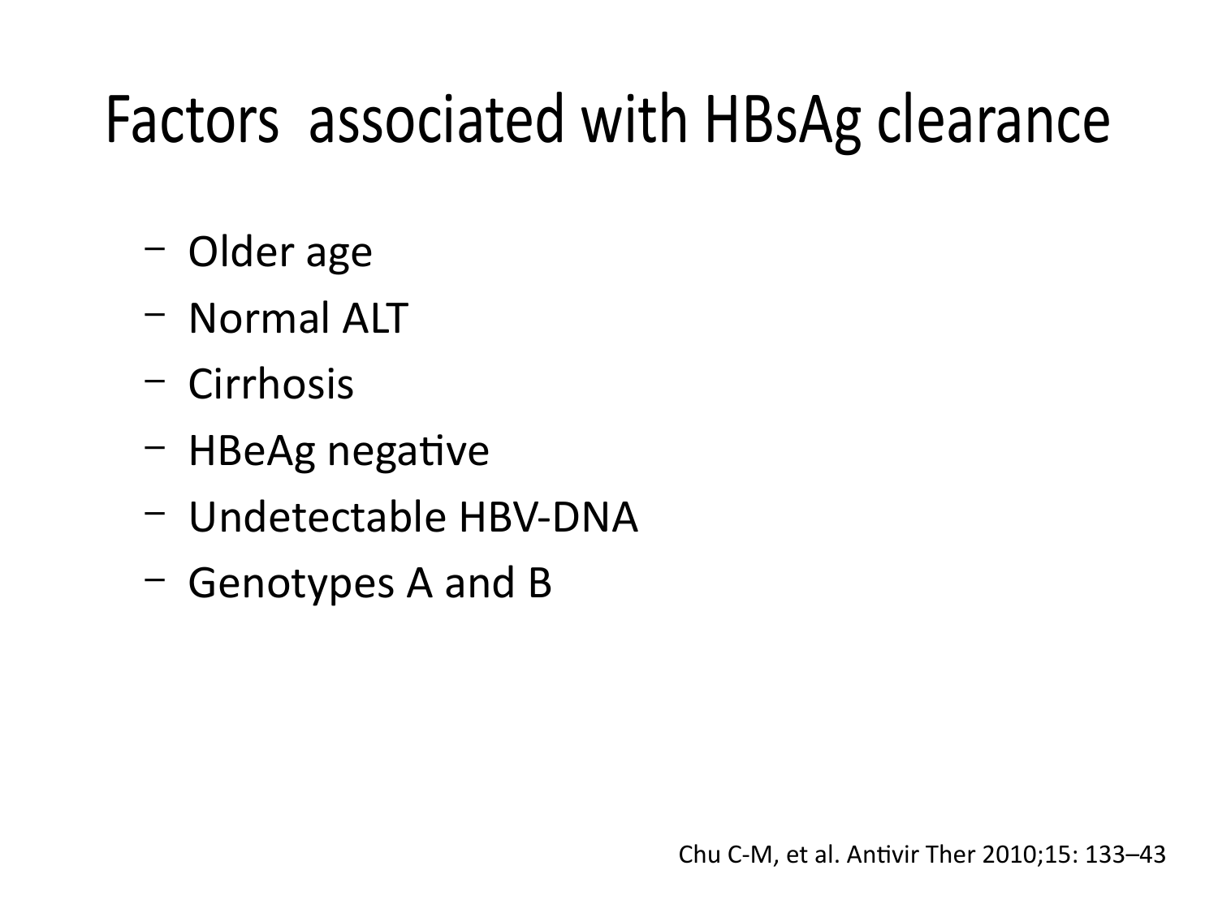# Factors associated with HBsAg clearance

- Older age
- Normal ALT
- Cirrhosis
- HBeAg negative
- Undetectable HBV-DNA
- Genotypes A and B

Chu C-M, et al. Antivir Ther 2010;15: 133–43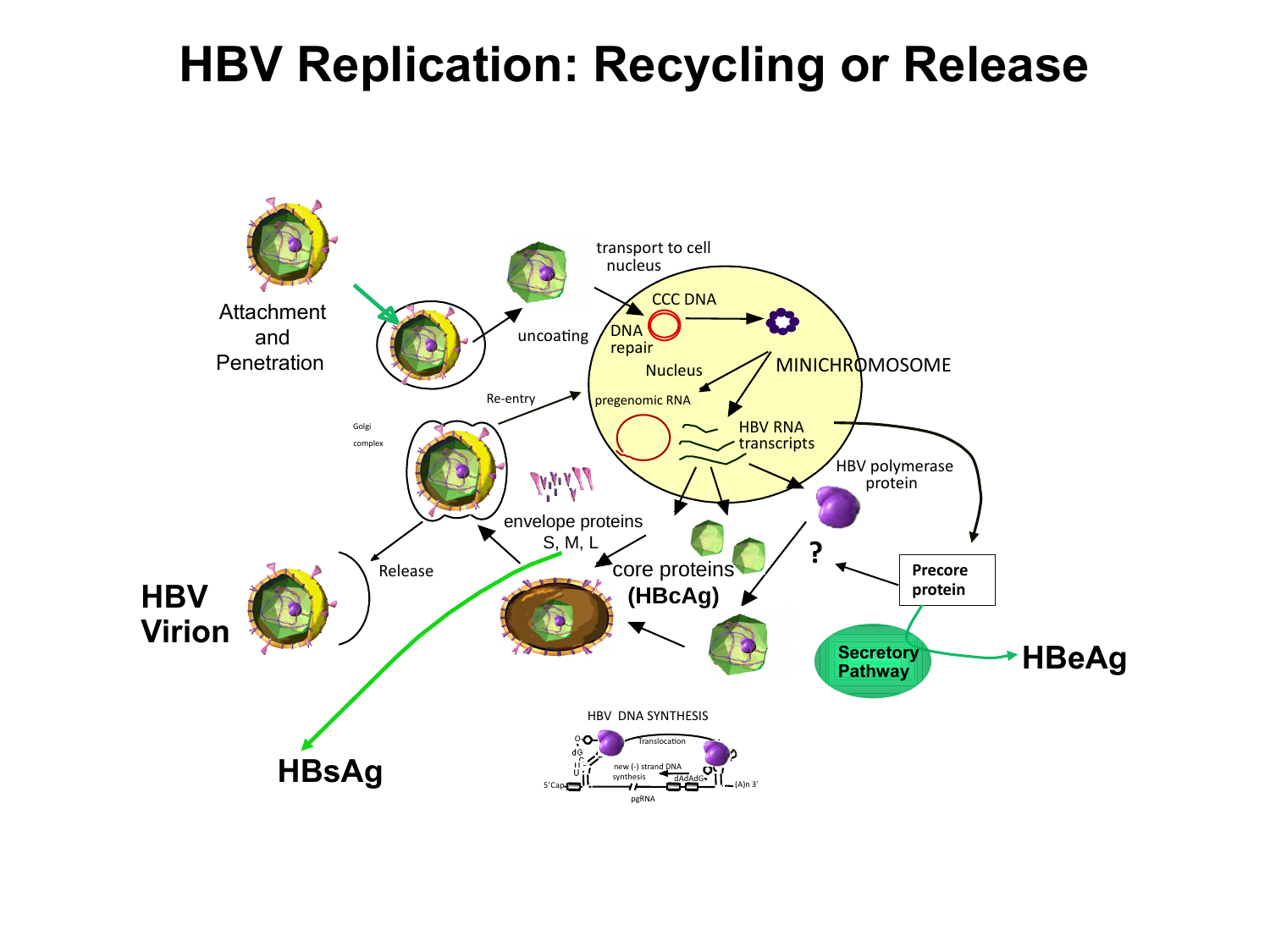# HBV Replication: Recycling or Release

Attachment and Penetration

uncoating

transport to cell nucleus

CCC DNA

DNA repair

Nucleus

MINICHROMOSOME

Re-entry

pregenomic RNA

HBV RNA transcripts

Golgi complex

HBV polymerase protein

envelope proteins S, M, L

core proteins (HBcAg)

?

Precore protein

Release

HBV Virion

Secretory Pathway

HBeAg

HBsAg

HBV DNA SYNTHESIS

Translocation

new (-) strand DNA synthesis

dAdAdG

5'Cap

pgRNA

(A)n 3'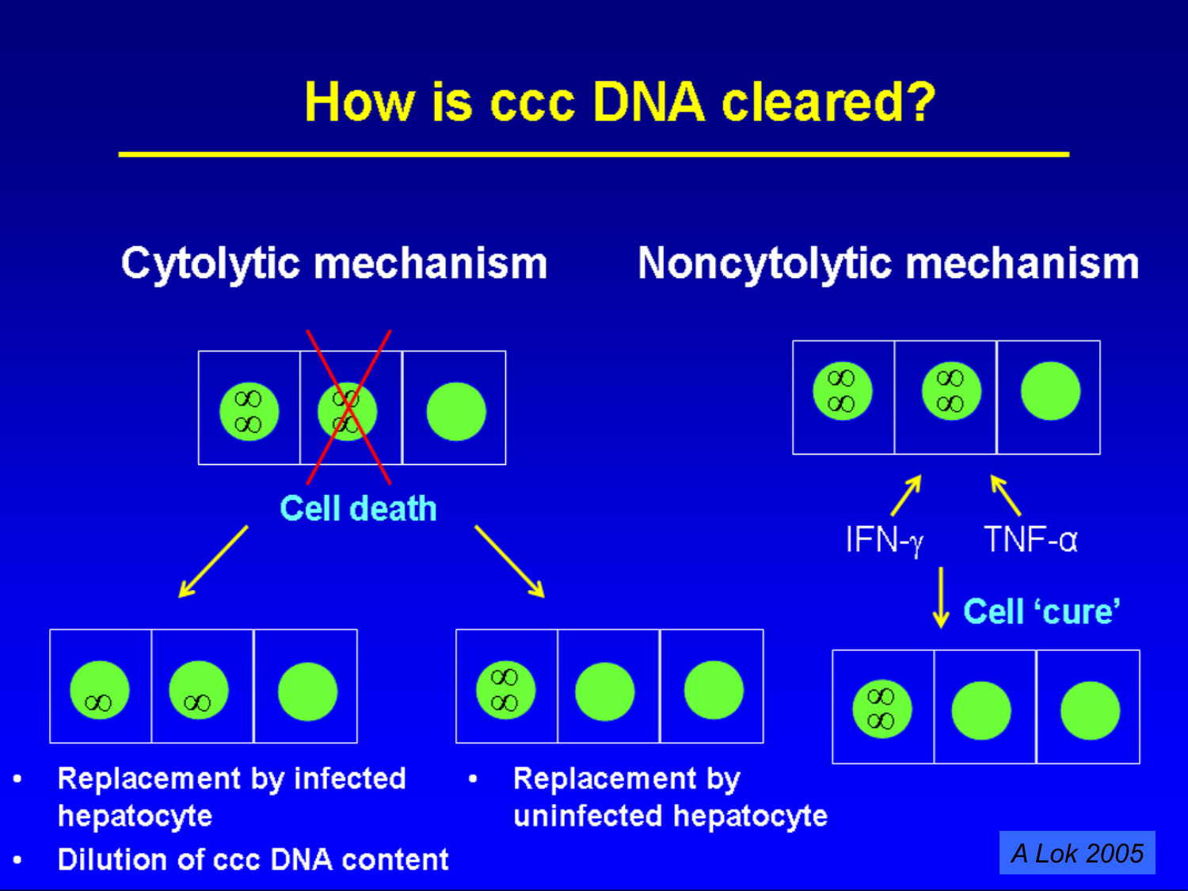# How is ccc DNA cleared?

## Cytolytic mechanism

Cell death

- Replacement by infected hepatocyte
- Dilution of ccc DNA content

- Replacement by uninfected hepatocyte

## Noncytolytic mechanism

IFN-γ  TNF-α

Cell 'cure'

A Lok 2005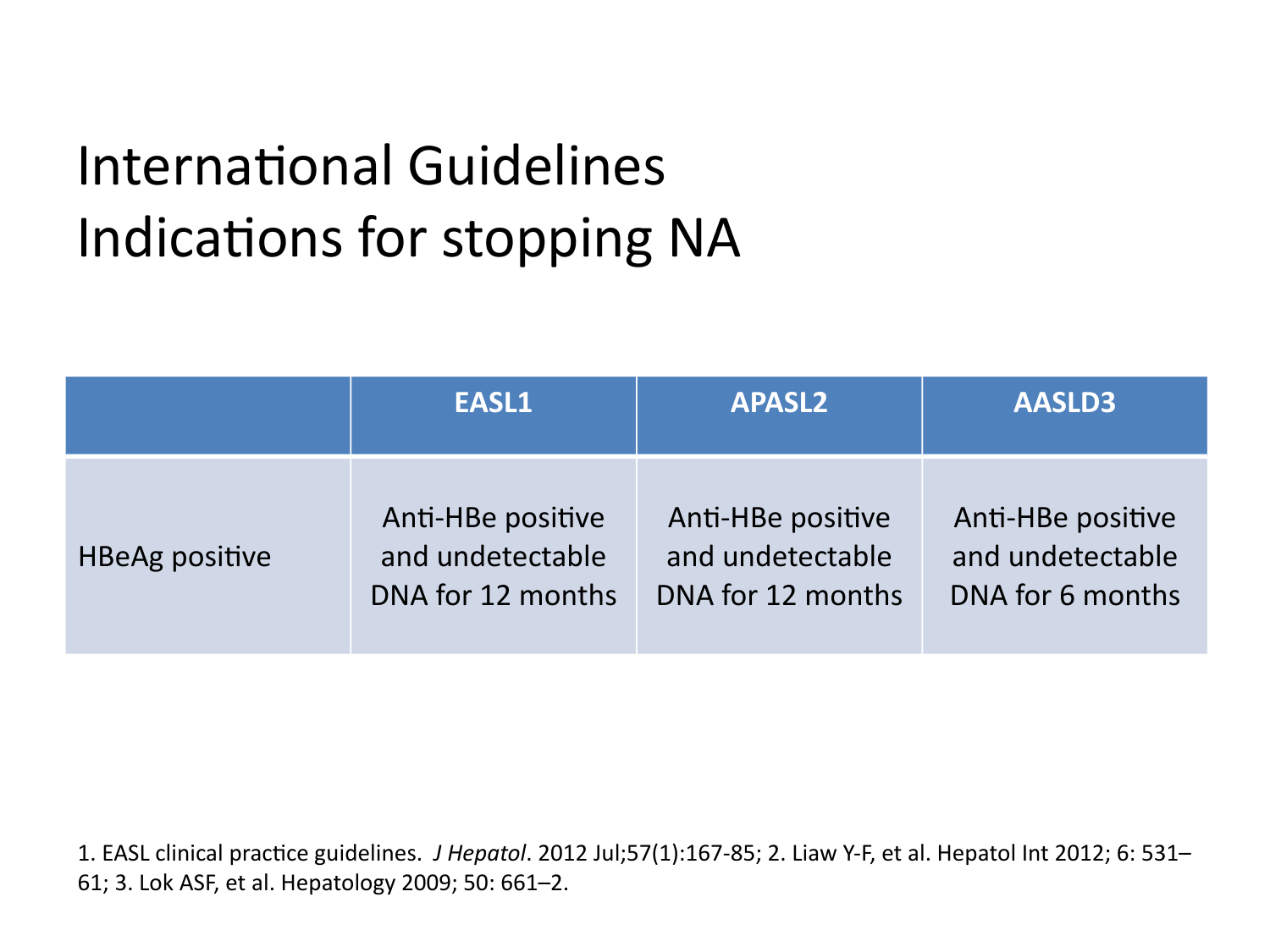# International Guidelines Indications for stopping NA

| | EASL1 | APASL2 | AASLD3 |
|---|---|---|---|
| HBeAg positive | Anti-HBe positive and undetectable DNA for 12 months | Anti-HBe positive and undetectable DNA for 12 months | Anti-HBe positive and undetectable DNA for 6 months |

1. EASL clinical practice guidelines. *J Hepatol*. 2012 Jul;57(1):167-85; 2. Liaw Y-F, et al. Hepatol Int 2012; 6: 531–61; 3. Lok ASF, et al. Hepatology 2009; 50: 661–2.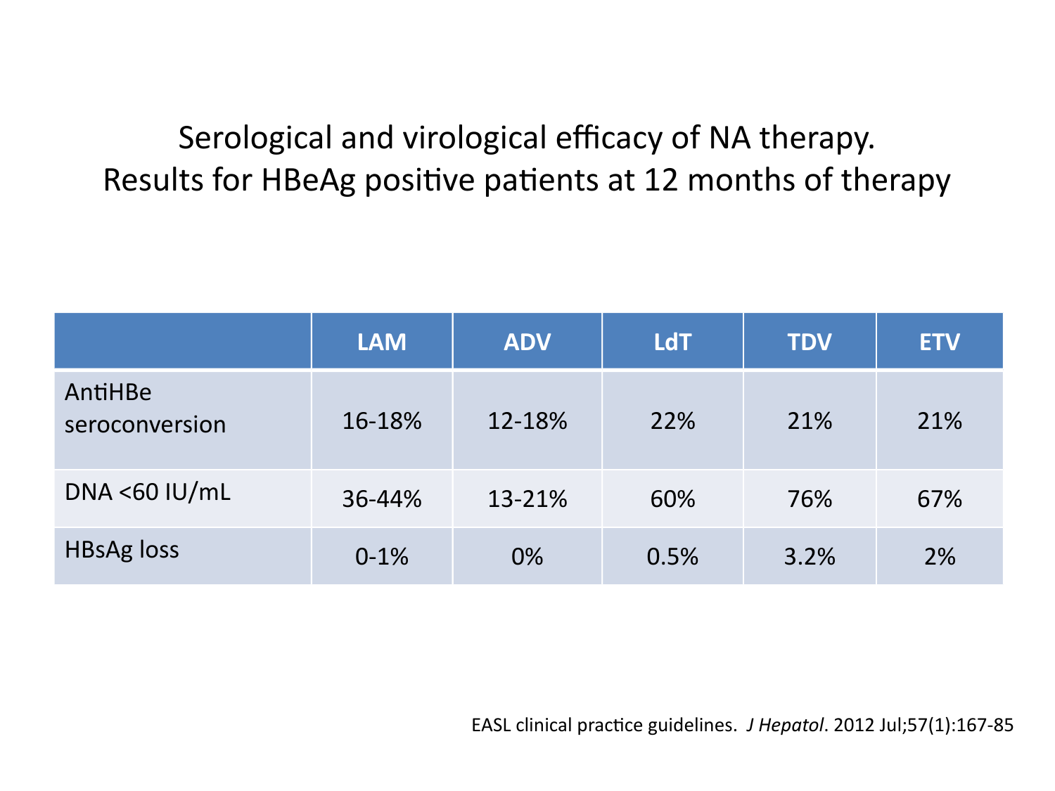# Serological and virological efficacy of NA therapy. Results for HBeAg positive patients at 12 months of therapy

| | LAM | ADV | LdT | TDV | ETV |
|---|---|---|---|---|---|
| AntiHBe seroconversion | 16-18% | 12-18% | 22% | 21% | 21% |
| DNA <60 IU/mL | 36-44% | 13-21% | 60% | 76% | 67% |
| HBsAg loss | 0-1% | 0% | 0.5% | 3.2% | 2% |

EASL clinical practice guidelines. *J Hepatol*. 2012 Jul;57(1):167-85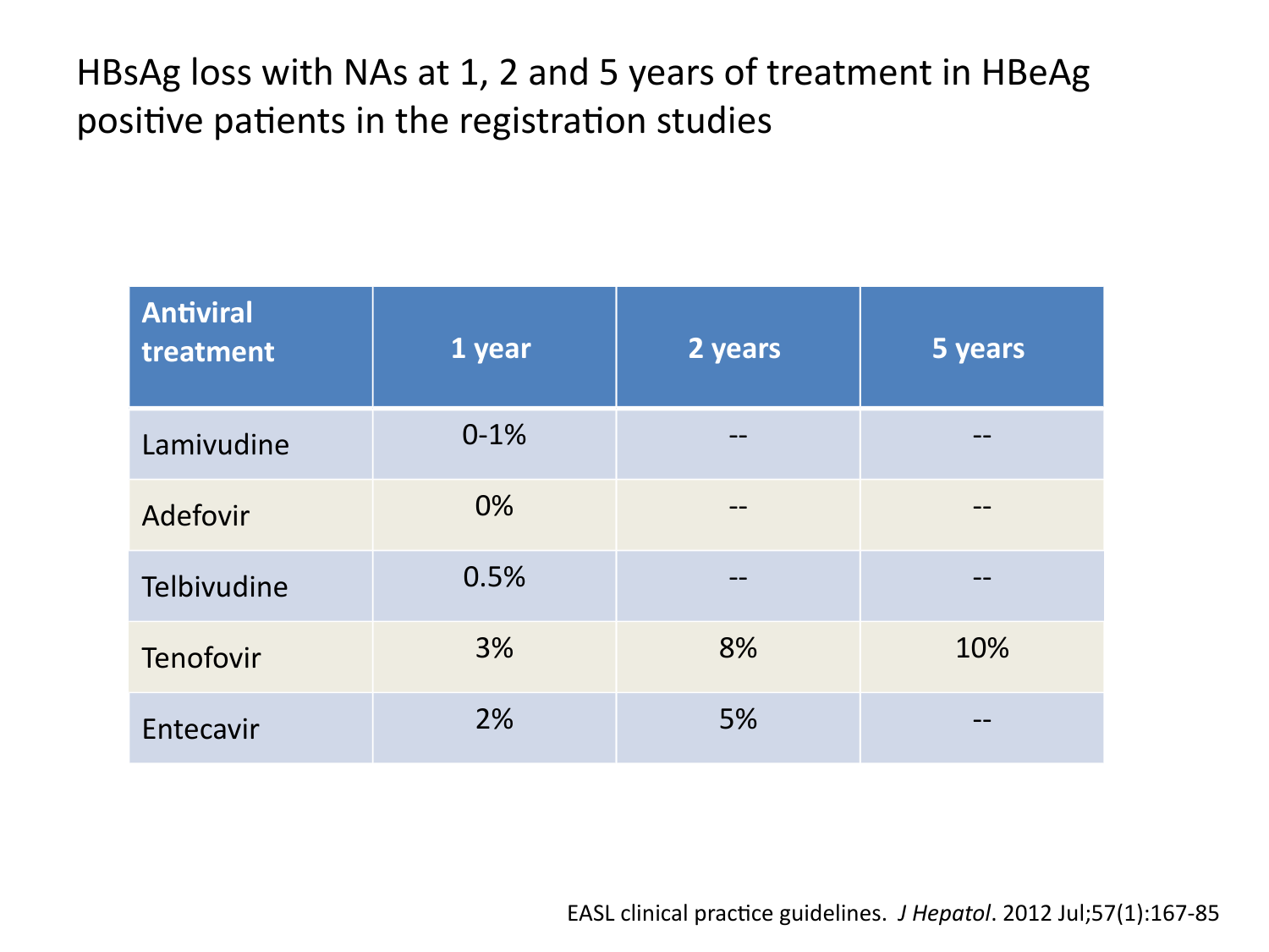# HBsAg loss with NAs at 1, 2 and 5 years of treatment in HBeAg positive patients in the registration studies

| Antiviral treatment | 1 year | 2 years | 5 years |
|---|---|---|---|
| Lamivudine | 0-1% | -- | -- |
| Adefovir | 0% | -- | -- |
| Telbivudine | 0.5% | -- | -- |
| Tenofovir | 3% | 8% | 10% |
| Entecavir | 2% | 5% | -- |

EASL clinical practice guidelines. *J Hepatol*. 2012 Jul;57(1):167-85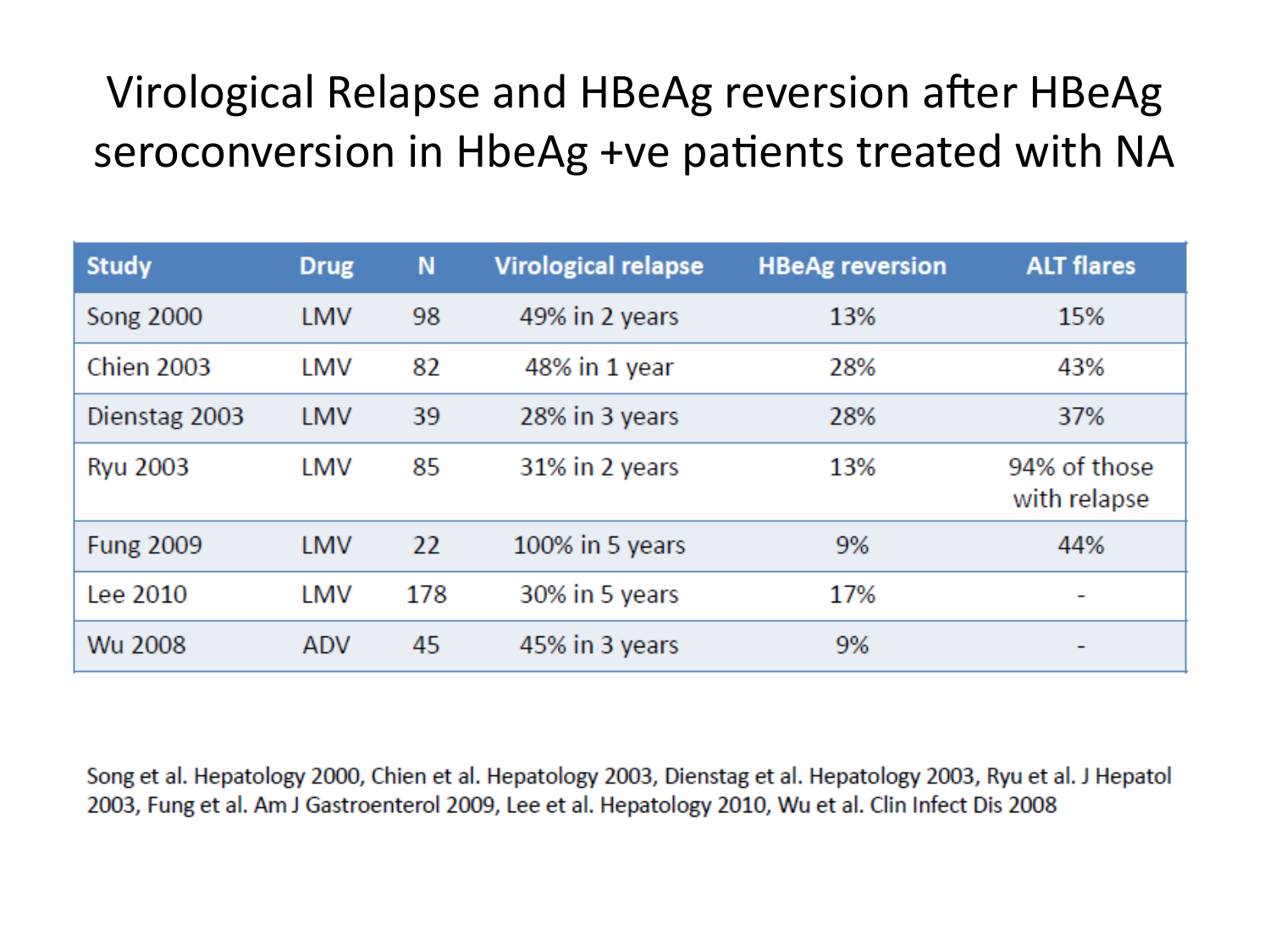# Virological Relapse and HBeAg reversion after HBeAg seroconversion in HbeAg +ve patients treated with NA

| Study | Drug | N | Virological relapse | HBeAg reversion | ALT flares |
|---|---|---|---|---|---|
| Song 2000 | LMV | 98 | 49% in 2 years | 13% | 15% |
| Chien 2003 | LMV | 82 | 48% in 1 year | 28% | 43% |
| Dienstag 2003 | LMV | 39 | 28% in 3 years | 28% | 37% |
| Ryu 2003 | LMV | 85 | 31% in 2 years | 13% | 94% of those with relapse |
| Fung 2009 | LMV | 22 | 100% in 5 years | 9% | 44% |
| Lee 2010 | LMV | 178 | 30% in 5 years | 17% | - |
| Wu 2008 | ADV | 45 | 45% in 3 years | 9% | - |

Song et al. Hepatology 2000, Chien et al. Hepatology 2003, Dienstag et al. Hepatology 2003, Ryu et al. J Hepatol 2003, Fung et al. Am J Gastroenterol 2009, Lee et al. Hepatology 2010, Wu et al. Clin Infect Dis 2008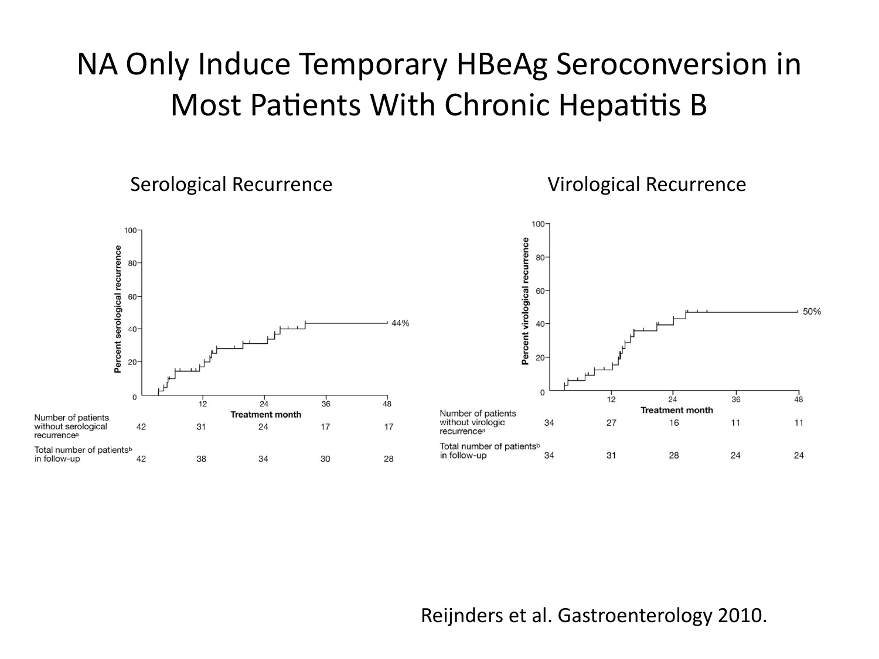# NA Only Induce Temporary HBeAg Seroconversion in Most Patients With Chronic Hepatitis B

## Serological Recurrence

Percent serological recurrence (y-axis: 0, 20, 40, 60, 80, 100); Treatment month (x-axis: 12, 24, 36, 48) — 44%

| | 0 | 12 | 24 | 36 | 48 |
|---|---|---|---|---|---|
| Number of patients without serological recurrence[a] | 42 | 31 | 24 | 17 | 17 |
| Total number of patients[b] in follow-up | 42 | 38 | 34 | 30 | 28 |

## Virological Recurrence

Percent virological recurrence (y-axis: 0, 20, 40, 60, 80, 100); Treatment month (x-axis: 12, 24, 36, 48) — 50%

| | 0 | 12 | 24 | 36 | 48 |
|---|---|---|---|---|---|
| Number of patients without virologic recurrence[a] | 34 | 27 | 16 | 11 | 11 |
| Total number of patients[b] in follow-up | 34 | 31 | 28 | 24 | 24 |

Reijnders et al. Gastroenterology 2010.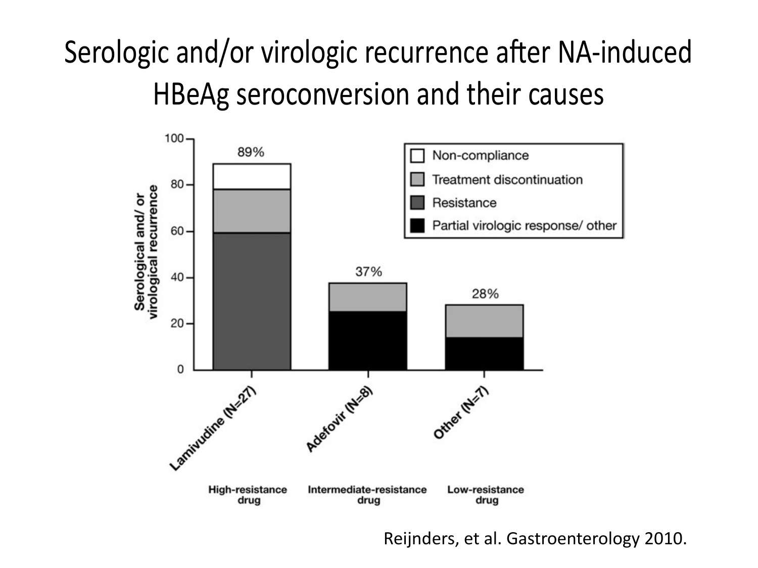# Serologic and/or virologic recurrence after NA-induced HBeAg seroconversion and their causes

Serological and/ or virological recurrence

100, 80, 60, 40, 20, 0

89% — Lamivudine (N=27) — High-resistance drug

37% — Adefovir (N=8) — Intermediate-resistance drug

28% — Other (N=7) — Low-resistance drug

- Non-compliance
- Treatment discontinuation
- Resistance
- Partial virologic response/ other

Reijnders, et al. Gastroenterology 2010.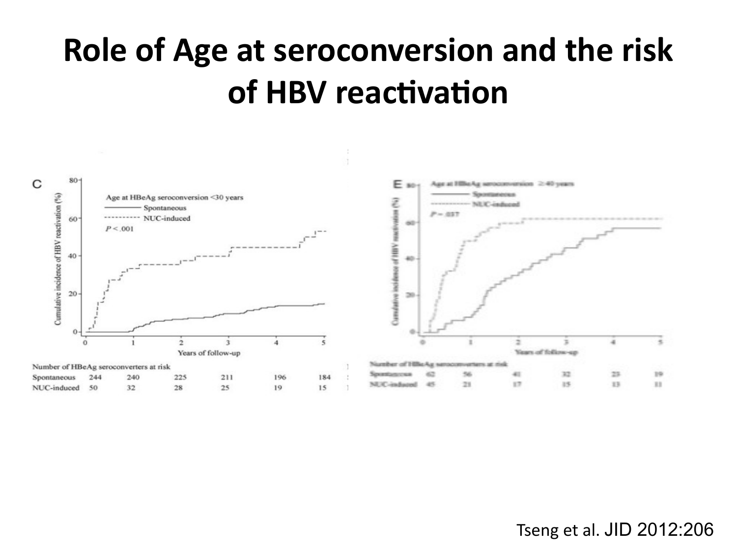# Role of Age at seroconversion and the risk of HBV reactivation

C

Age at HBeAg seroconversion <30 years

Spontaneous

NUC-induced

$P < .001$

Cumulative incidence of HBV reactivation (%)

Years of follow-up

Number of HBeAg seroconverters at risk

| | 0 | 1 | 2 | 3 | 4 | 5 |
|---|---|---|---|---|---|---|
| Spontaneous | 244 | 240 | 225 | 211 | 196 | 184 |
| NUC-induced | 50 | 32 | 28 | 25 | 19 | 15 |

E

Age at HBeAg seroconversion ≥40 years

Spontaneous

NUC-induced

$P = .037$

Cumulative incidence of HBV reactivation (%)

Years of follow-up

Number of HBeAg seroconverters at risk

| | 0 | 1 | 2 | 3 | 4 | 5 |
|---|---|---|---|---|---|---|
| Spontaneous | 62 | 56 | 41 | 32 | 23 | 19 |
| NUC-induced | 45 | 21 | 17 | 15 | 13 | 11 |

Tseng et al. JID 2012:206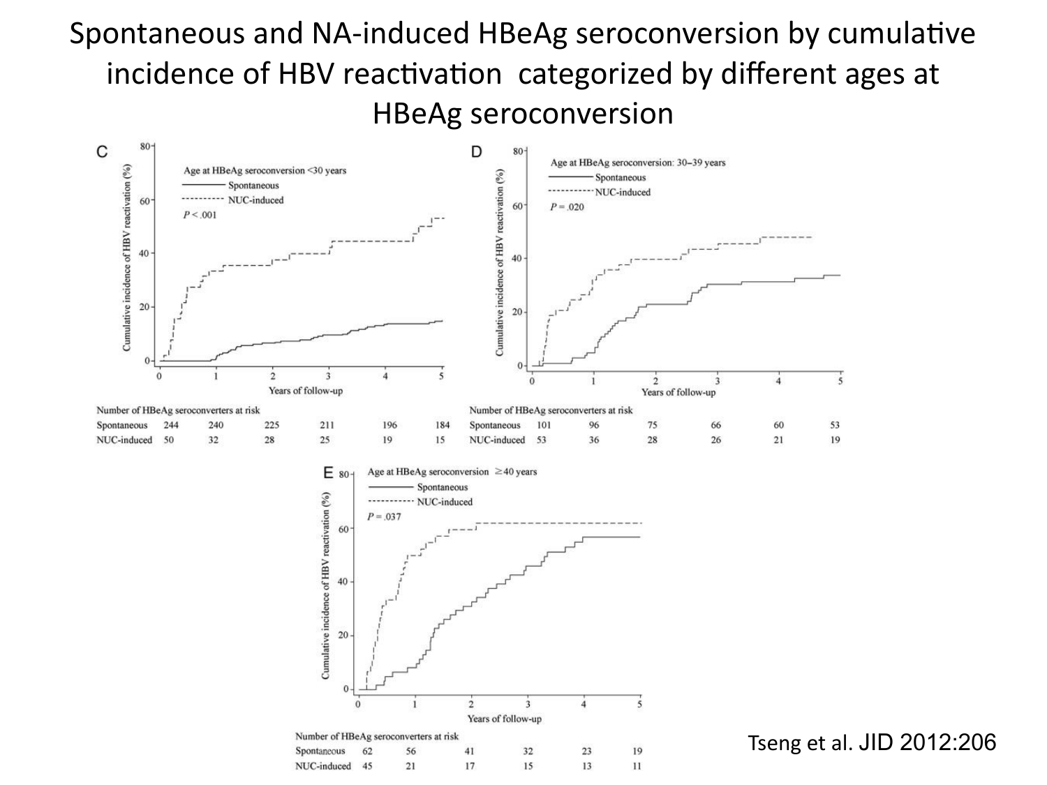# Spontaneous and NA-induced HBeAg seroconversion by cumulative incidence of HBV reactivation categorized by different ages at HBeAg seroconversion

**C** — Age at HBeAg seroconversion <30 years; Spontaneous; NUC-induced; $P < .001$

Number of HBeAg seroconverters at risk

| | 0 | 1 | 2 | 3 | 4 | 5 |
|---|---|---|---|---|---|---|
| Spontaneous | 244 | 240 | 225 | 211 | 196 | 184 |
| NUC-induced | 50 | 32 | 28 | 25 | 19 | 15 |

**D** — Age at HBeAg seroconversion: 30–39 years; Spontaneous; NUC-induced; $P = .020$

Number of HBeAg seroconverters at risk

| | 0 | 1 | 2 | 3 | 4 | 5 |
|---|---|---|---|---|---|---|
| Spontaneous | 101 | 96 | 75 | 66 | 60 | 53 |
| NUC-induced | 53 | 36 | 28 | 26 | 21 | 19 |

**E** — Age at HBeAg seroconversion ≥40 years; Spontaneous; NUC-induced; $P = .037$

Number of HBeAg seroconverters at risk

| | 0 | 1 | 2 | 3 | 4 | 5 |
|---|---|---|---|---|---|---|
| Spontaneous | 62 | 56 | 41 | 32 | 23 | 19 |
| NUC-induced | 45 | 21 | 17 | 15 | 13 | 11 |

Tseng et al. JID 2012:206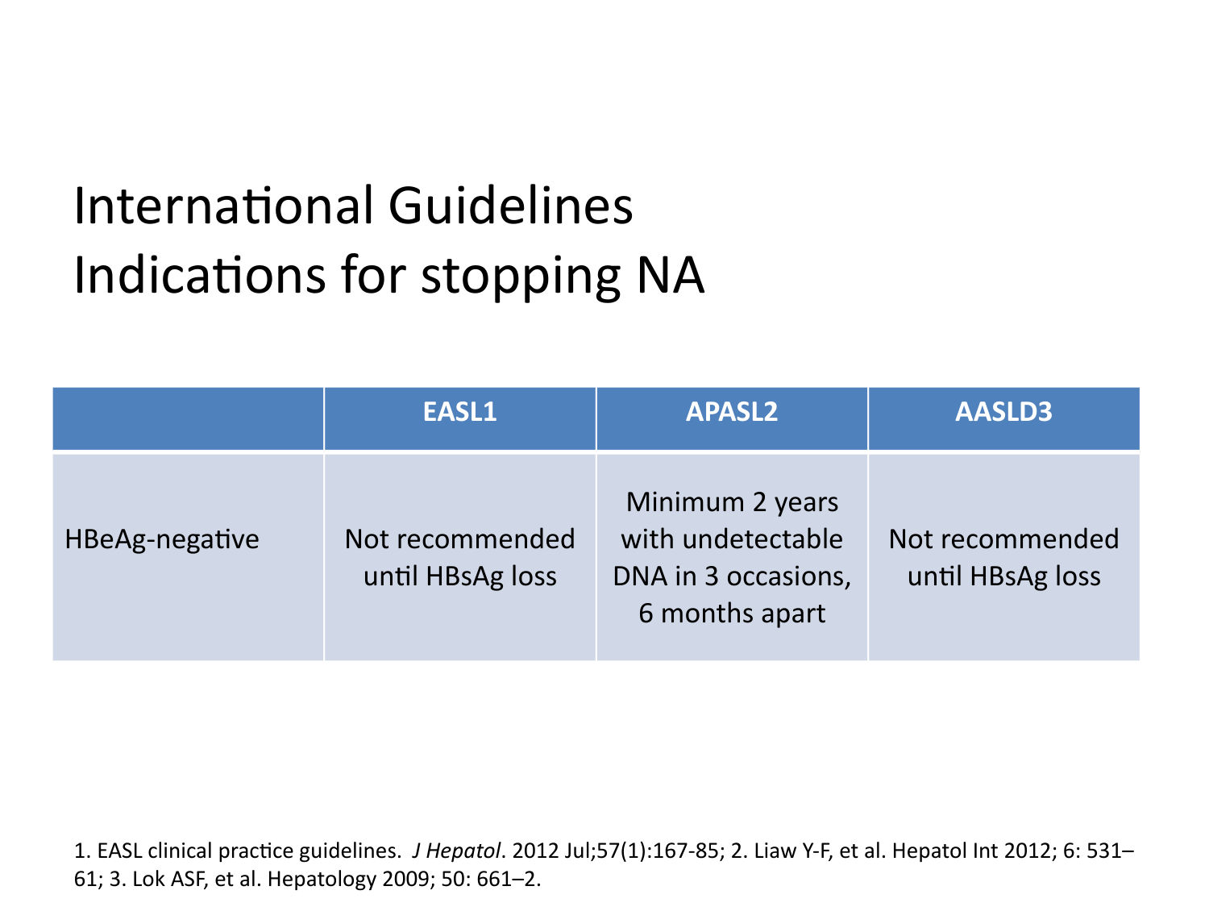# International Guidelines Indications for stopping NA

| | EASL1 | APASL2 | AASLD3 |
|---|---|---|---|
| HBeAg-negative | Not recommended until HBsAg loss | Minimum 2 years with undetectable DNA in 3 occasions, 6 months apart | Not recommended until HBsAg loss |

1. EASL clinical practice guidelines. *J Hepatol*. 2012 Jul;57(1):167-85; 2. Liaw Y-F, et al. Hepatol Int 2012; 6: 531–61; 3. Lok ASF, et al. Hepatology 2009; 50: 661–2.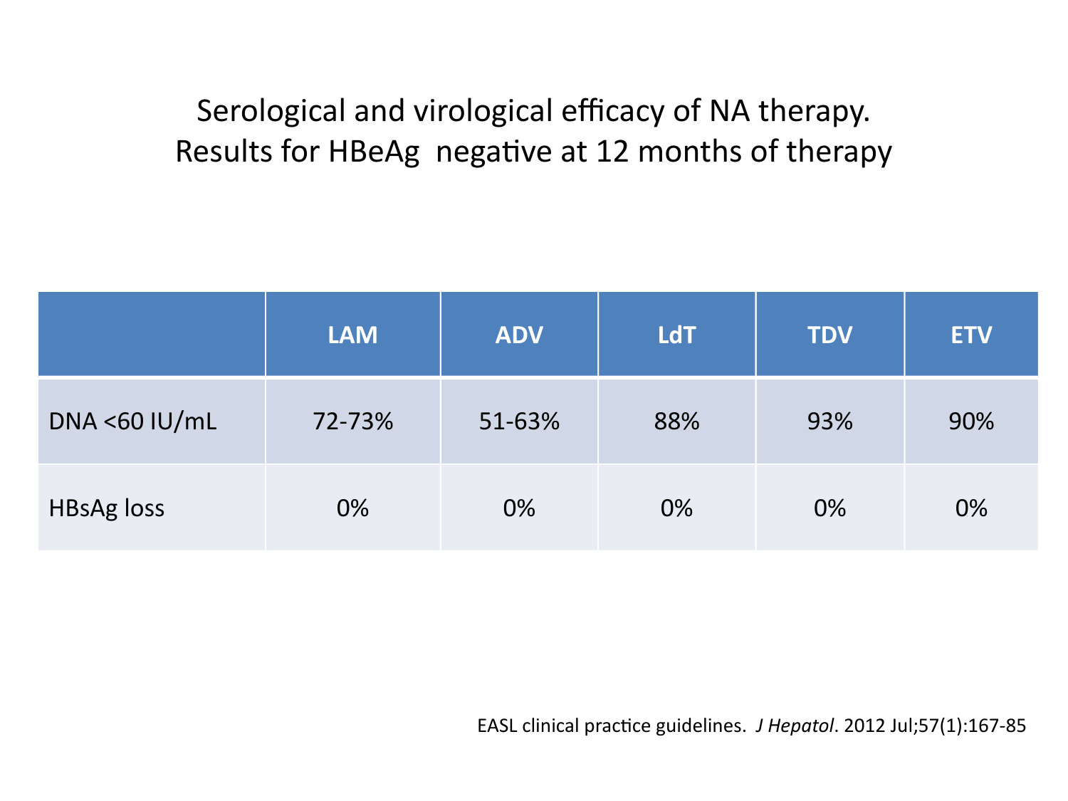# Serological and virological efficacy of NA therapy.
# Results for HBeAg negative at 12 months of therapy

| | LAM | ADV | LdT | TDV | ETV |
|---|---|---|---|---|---|
| DNA <60 IU/mL | 72-73% | 51-63% | 88% | 93% | 90% |
| HBsAg loss | 0% | 0% | 0% | 0% | 0% |

EASL clinical practice guidelines. *J Hepatol*. 2012 Jul;57(1):167-85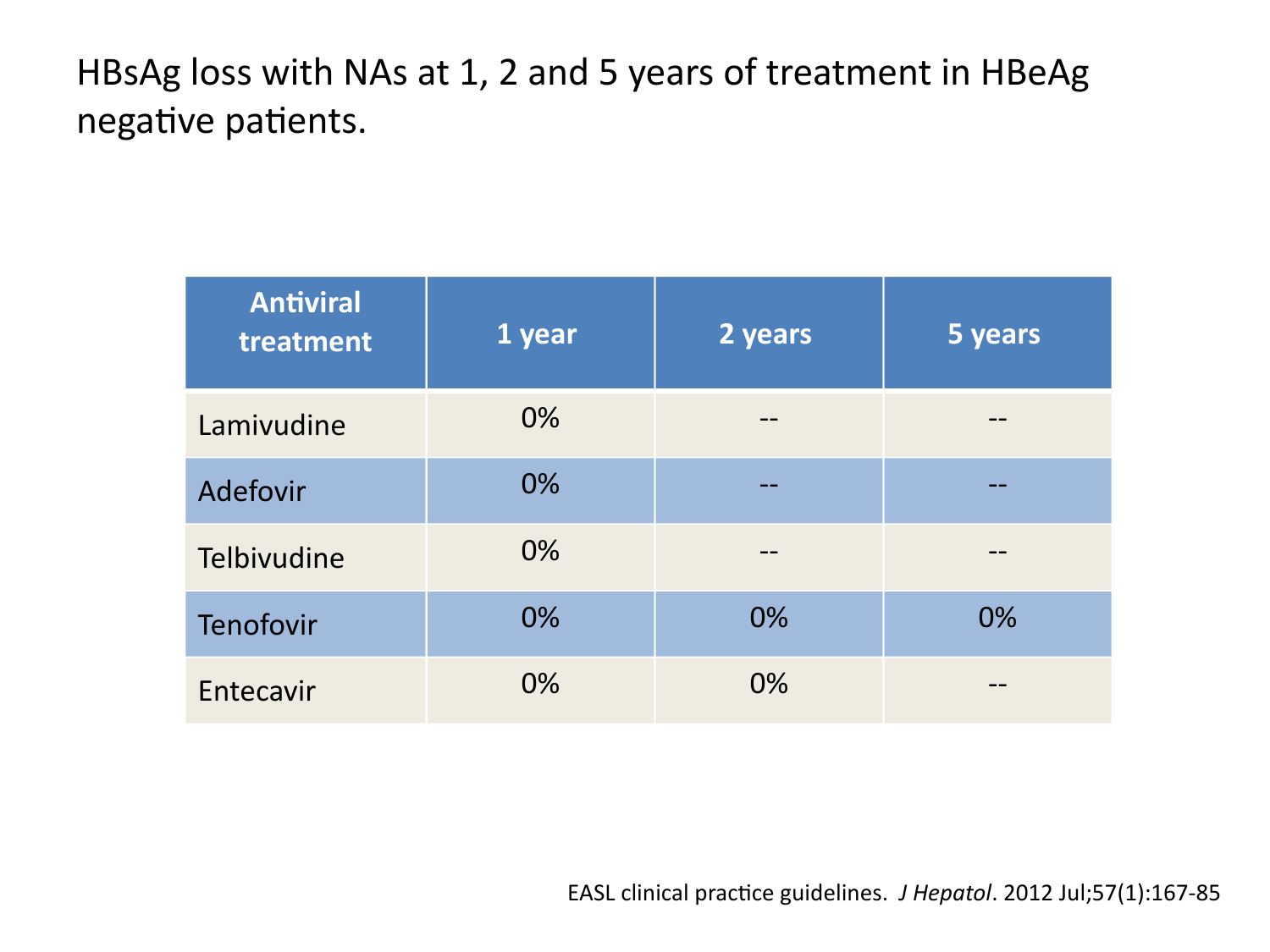# HBsAg loss with NAs at 1, 2 and 5 years of treatment in HBeAg negative patients.

| Antiviral treatment | 1 year | 2 years | 5 years |
|---|---|---|---|
| Lamivudine | 0% | -- | -- |
| Adefovir | 0% | -- | -- |
| Telbivudine | 0% | -- | -- |
| Tenofovir | 0% | 0% | 0% |
| Entecavir | 0% | 0% | -- |

EASL clinical practice guidelines. *J Hepatol*. 2012 Jul;57(1):167-85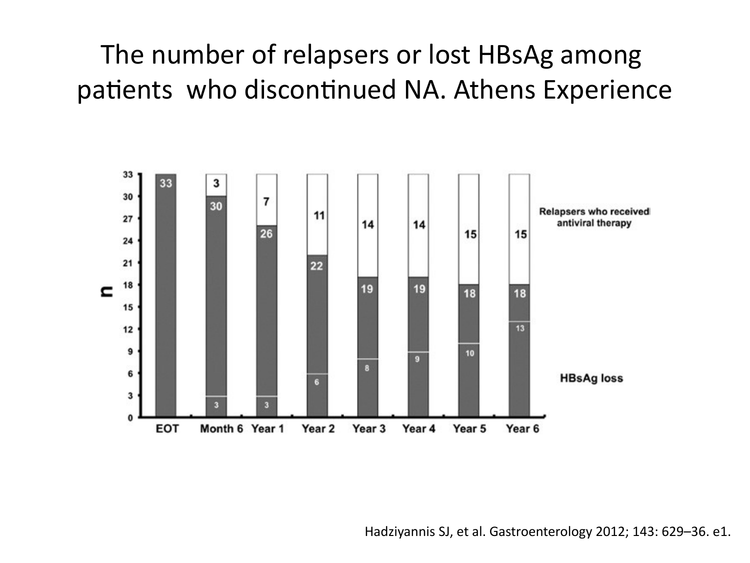# The number of relapsers or lost HBsAg among patients who discontinued NA. Athens Experience

| | EOT | Month 6 | Year 1 | Year 2 | Year 3 | Year 4 | Year 5 | Year 6 |
|---|---|---|---|---|---|---|---|---|
| Relapsers who received antiviral therapy | | 3 | 7 | 11 | 14 | 14 | 15 | 15 |
| n | 33 | 30 | 26 | 22 | 19 | 19 | 18 | 18 |
| HBsAg loss | | 3 | 3 | 6 | 8 | 9 | 10 | 13 |

Hadziyannis SJ, et al. Gastroenterology 2012; 143: 629–36. e1.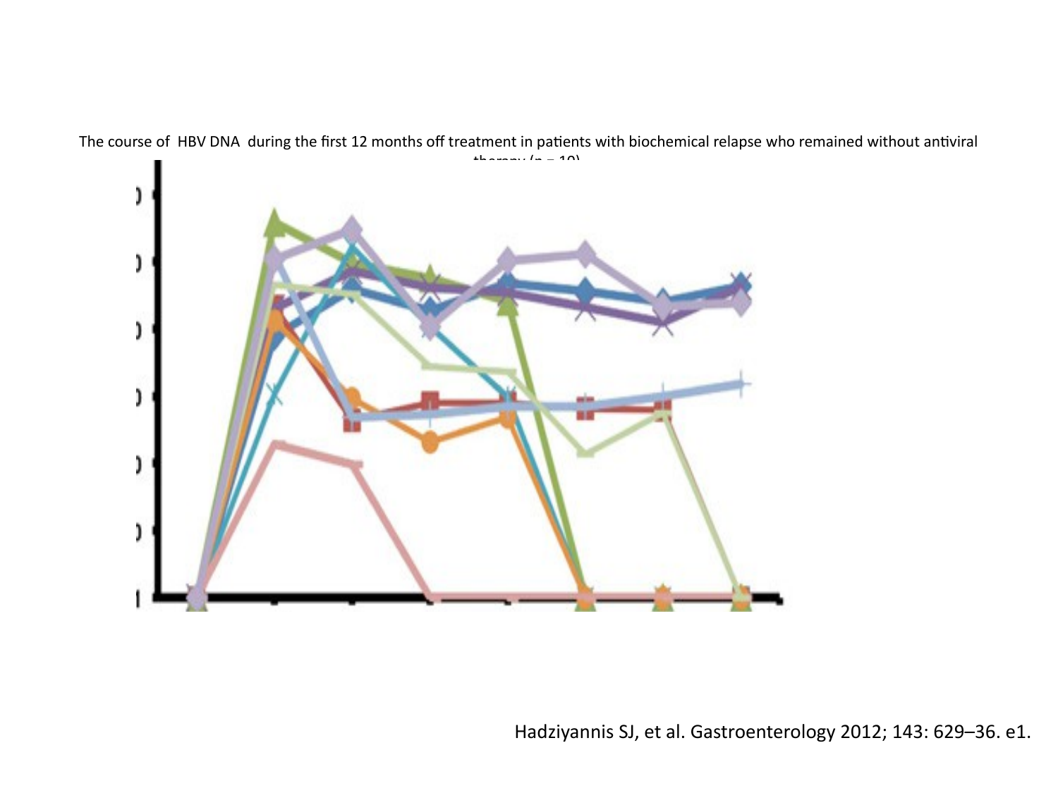The course of HBV DNA during the first 12 months off treatment in patients with biochemical relapse who remained without antiviral therapy (n = 10)

Hadziyannis SJ, et al. Gastroenterology 2012; 143: 629–36. e1.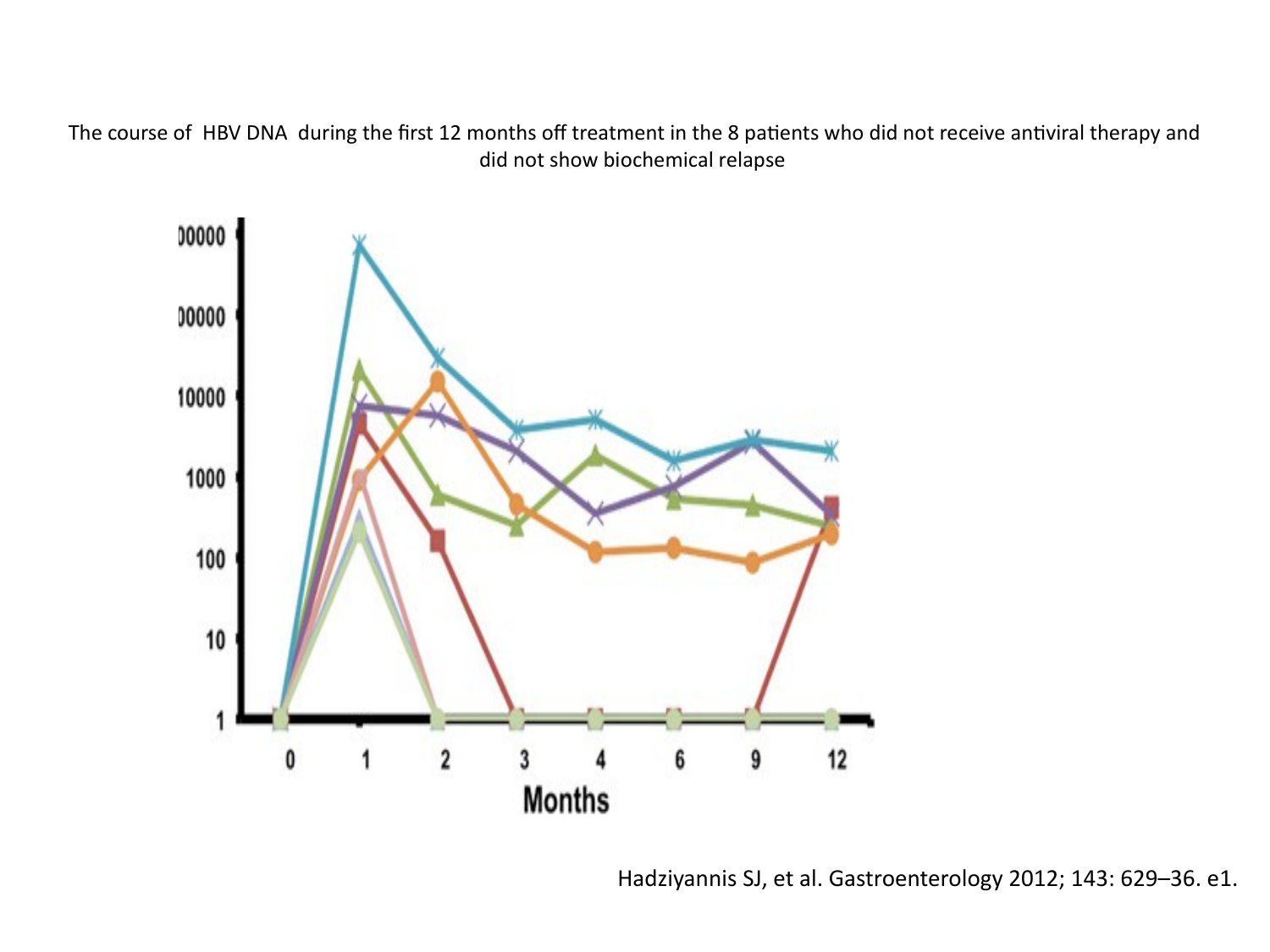The course of HBV DNA during the first 12 months off treatment in the 8 patients who did not receive antiviral therapy and did not show biochemical relapse

Hadziyannis SJ, et al. Gastroenterology 2012; 143: 629–36. e1.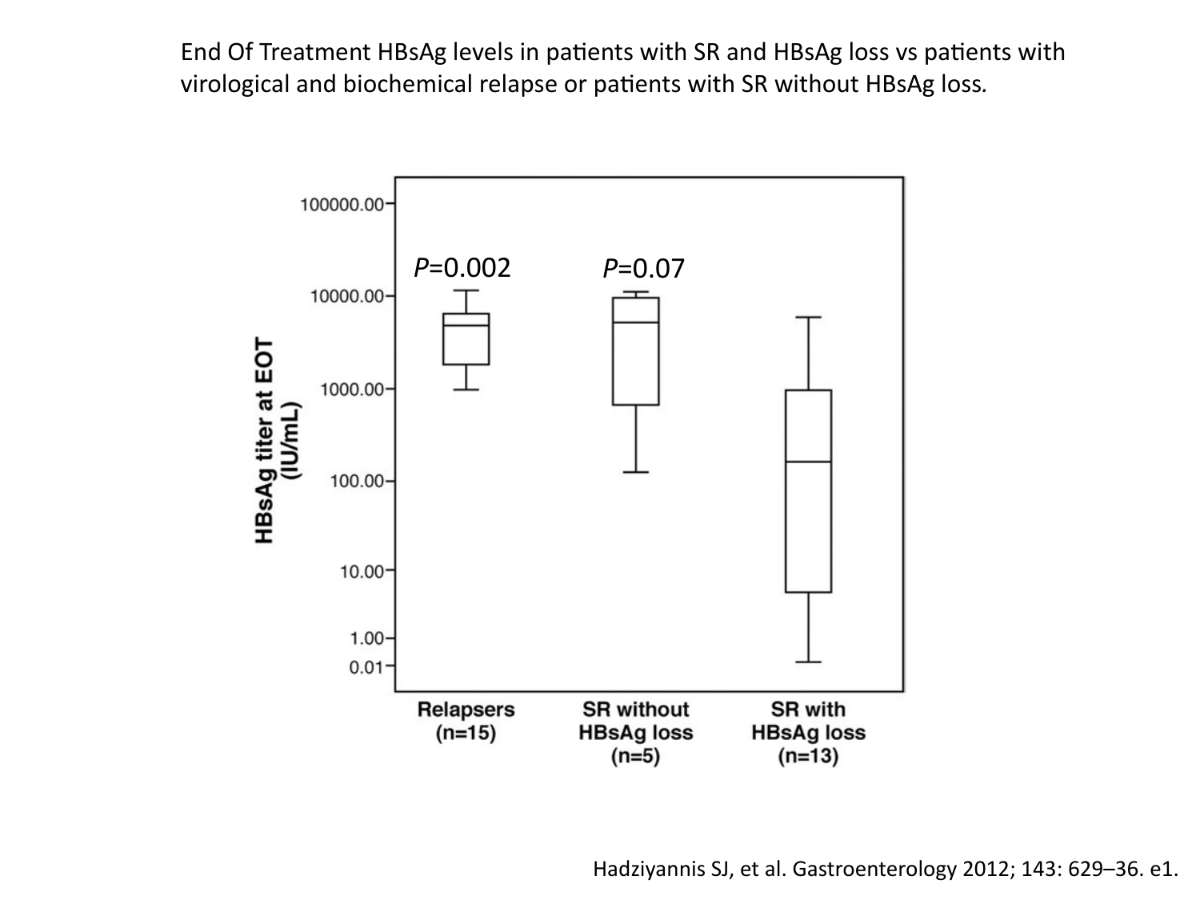End Of Treatment HBsAg levels in patients with SR and HBsAg loss vs patients with virological and biochemical relapse or patients with SR without HBsAg loss.

$P$=0.002

$P$=0.07

HBsAg titer at EOT (IU/mL)

100000.00
10000.00
1000.00
100.00
10.00
1.00
0.01

Relapsers (n=15)

SR without HBsAg loss (n=5)

SR with HBsAg loss (n=13)

Hadziyannis SJ, et al. Gastroenterology 2012; 143: 629–36. e1.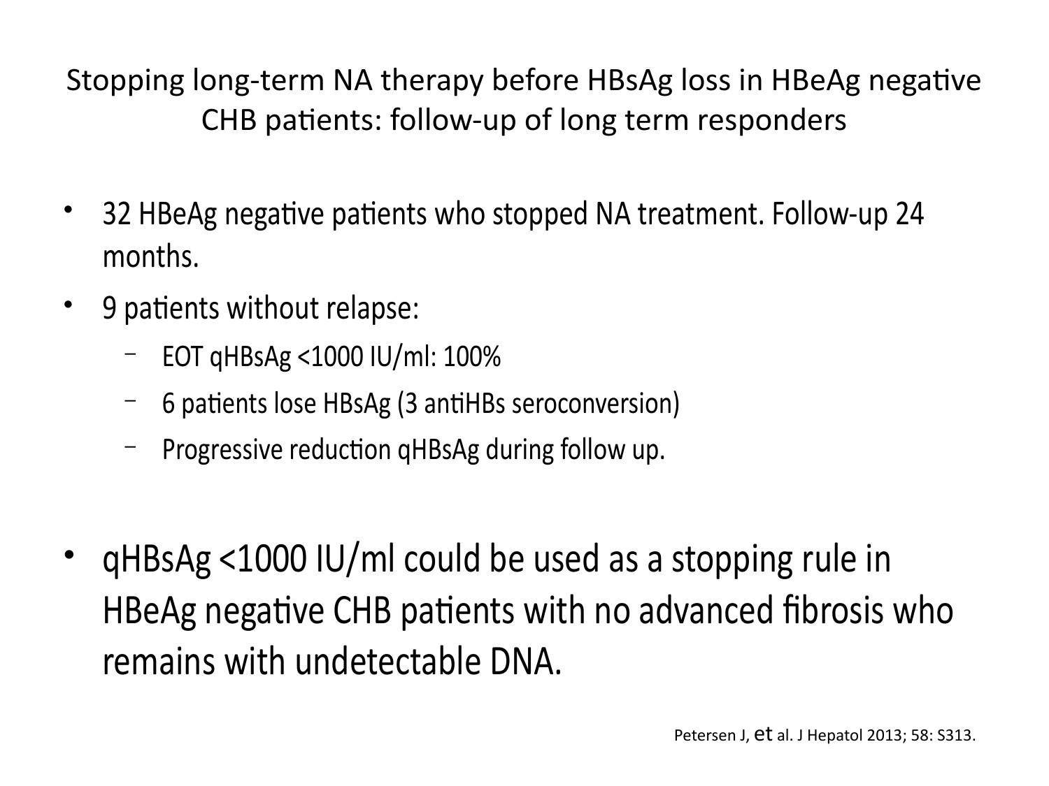# Stopping long-term NA therapy before HBsAg loss in HBeAg negative CHB patients: follow-up of long term responders

- 32 HBeAg negative patients who stopped NA treatment. Follow-up 24 months.
- 9 patients without relapse:
  - EOT qHBsAg <1000 IU/ml: 100%
  - 6 patients lose HBsAg (3 antiHBs seroconversion)
  - Progressive reduction qHBsAg during follow up.

- qHBsAg <1000 IU/ml could be used as a stopping rule in HBeAg negative CHB patients with no advanced fibrosis who remains with undetectable DNA.

Petersen J, et al. J Hepatol 2013; 58: S313.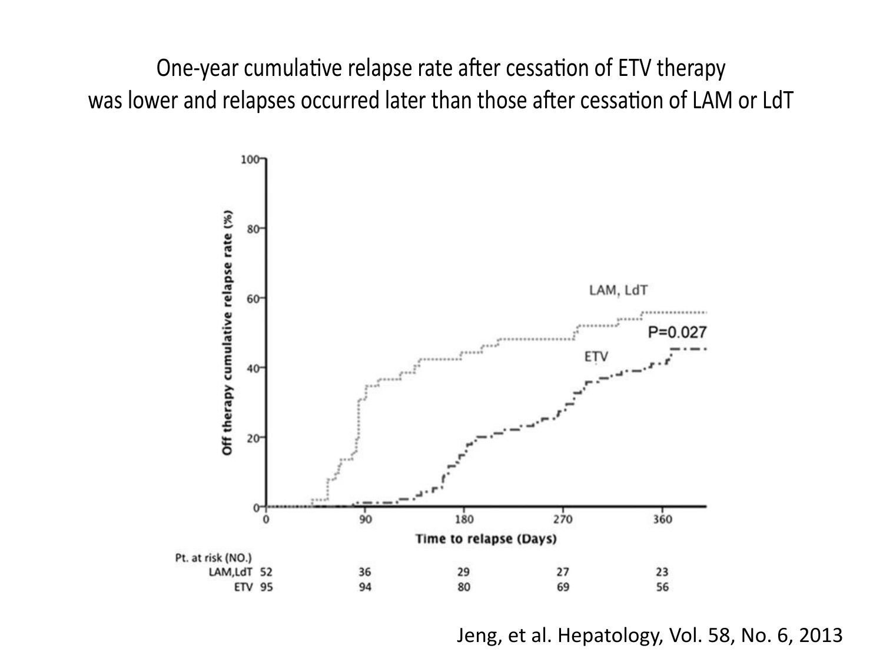One-year cumulative relapse rate after cessation of ETV therapy was lower and relapses occurred later than those after cessation of LAM or LdT

Off therapy cumulative relapse rate (%)

LAM, LdT

P=0.027

ETV

Time to relapse (Days)

| Pt. at risk (NO.) | 0 | 90 | 180 | 270 | 360 |
|---|---|---|---|---|---|
| LAM,LdT | 52 | 36 | 29 | 27 | 23 |
| ETV | 95 | 94 | 80 | 69 | 56 |

Jeng, et al. Hepatology, Vol. 58, No. 6, 2013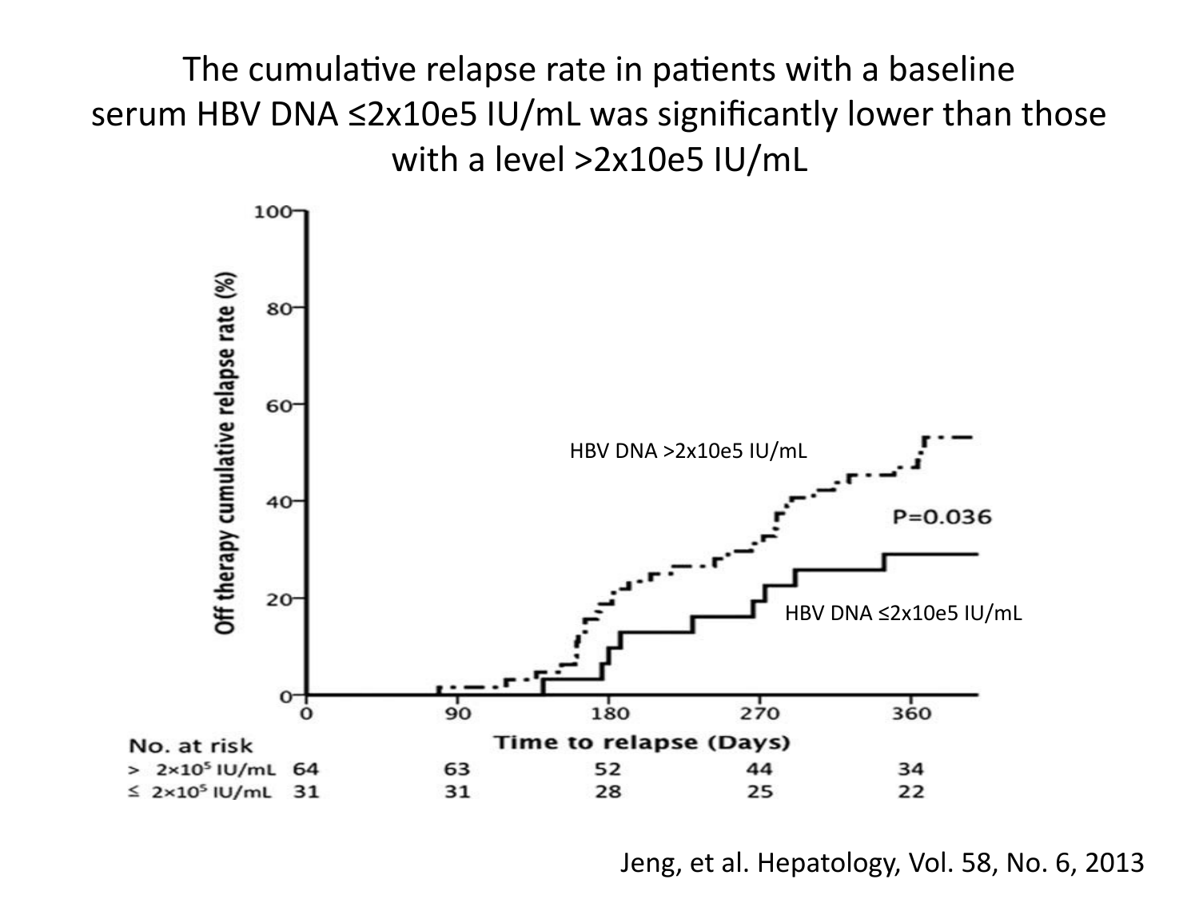# The cumulative relapse rate in patients with a baseline serum HBV DNA ≤2x10e5 IU/mL was significantly lower than those with a level >2x10e5 IU/mL

HBV DNA >2x10e5 IU/mL

P=0.036

HBV DNA ≤2x10e5 IU/mL

Off therapy cumulative relapse rate (%)

Time to relapse (Days)

| No. at risk | 0 | 90 | 180 | 270 | 360 |
|---|---|---|---|---|---|
| > $2\times10^5$ IU/mL | 64 | 63 | 52 | 44 | 34 |
| ≤ $2\times10^5$ IU/mL | 31 | 31 | 28 | 25 | 22 |

Jeng, et al. Hepatology, Vol. 58, No. 6, 2013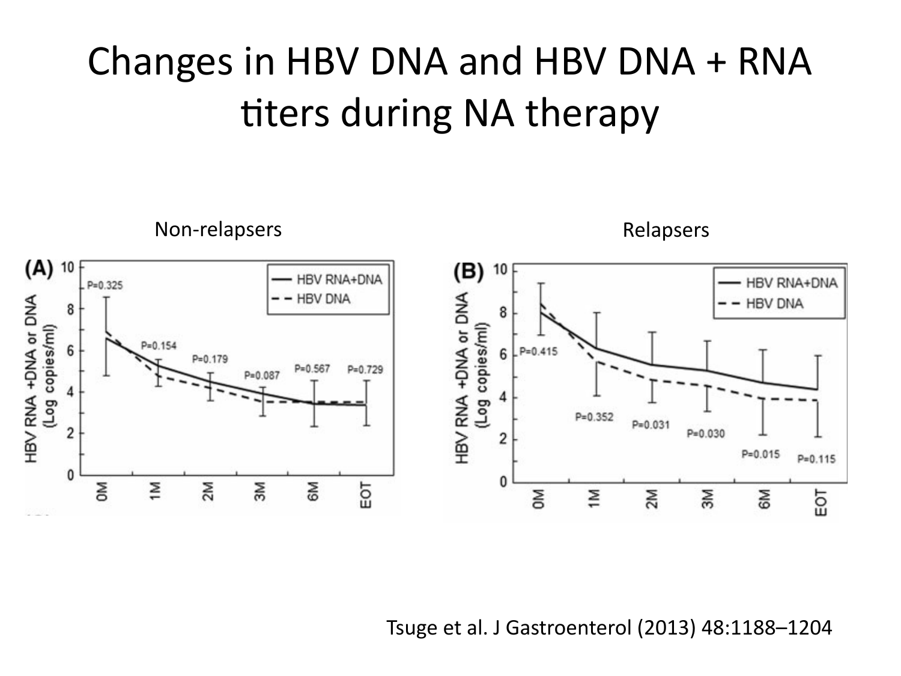# Changes in HBV DNA and HBV DNA + RNA titers during NA therapy

Non-relapsers

Relapsers

Tsuge et al. J Gastroenterol (2013) 48:1188–1204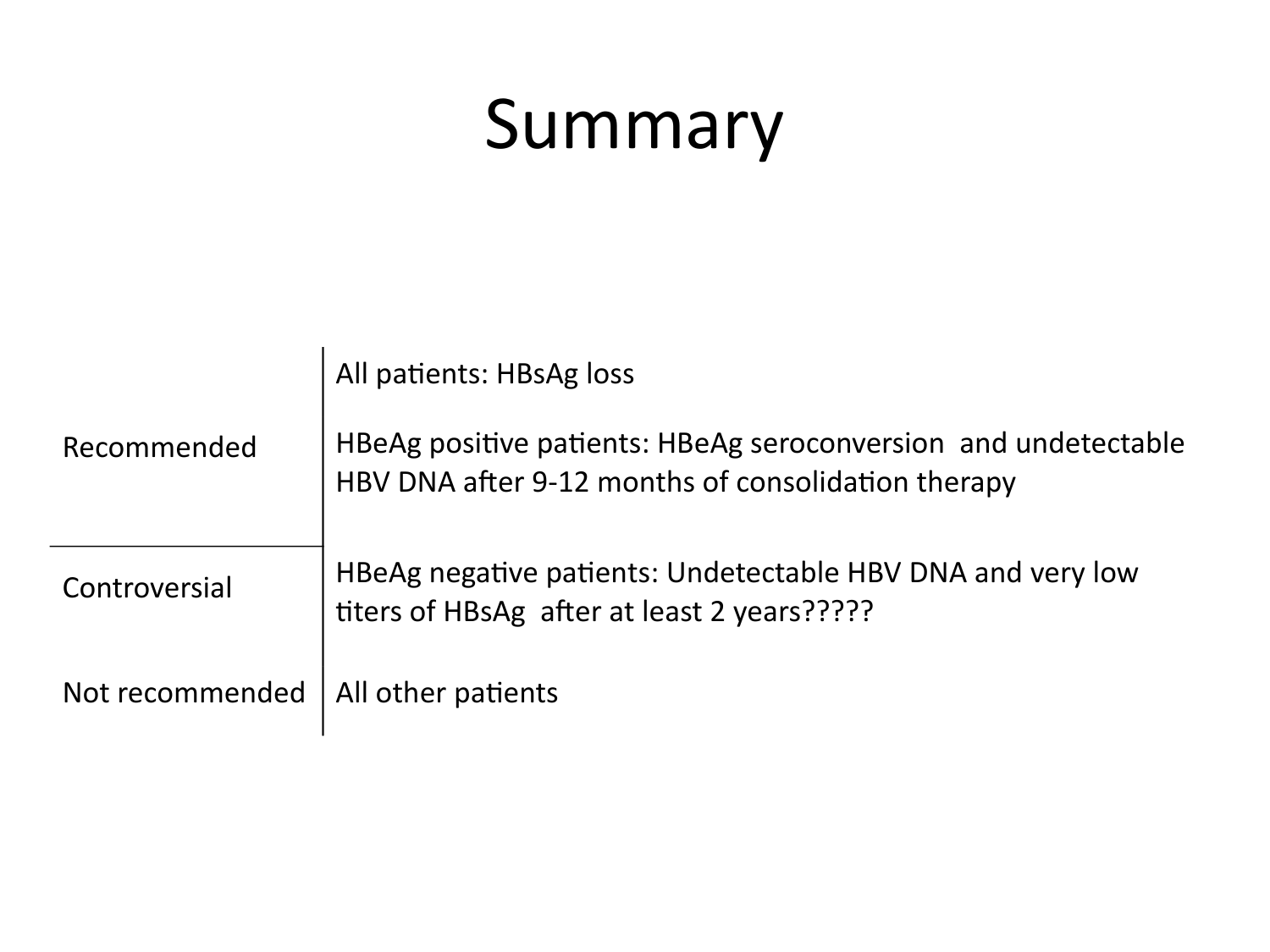# Summary

| | |
|---|---|
| Recommended | All patients: HBsAg loss |
| | HBeAg positive patients: HBeAg seroconversion and undetectable HBV DNA after 9-12 months of consolidation therapy |
| Controversial | HBeAg negative patients: Undetectable HBV DNA and very low titers of HBsAg after at least 2 years????? |
| Not recommended | All other patients |